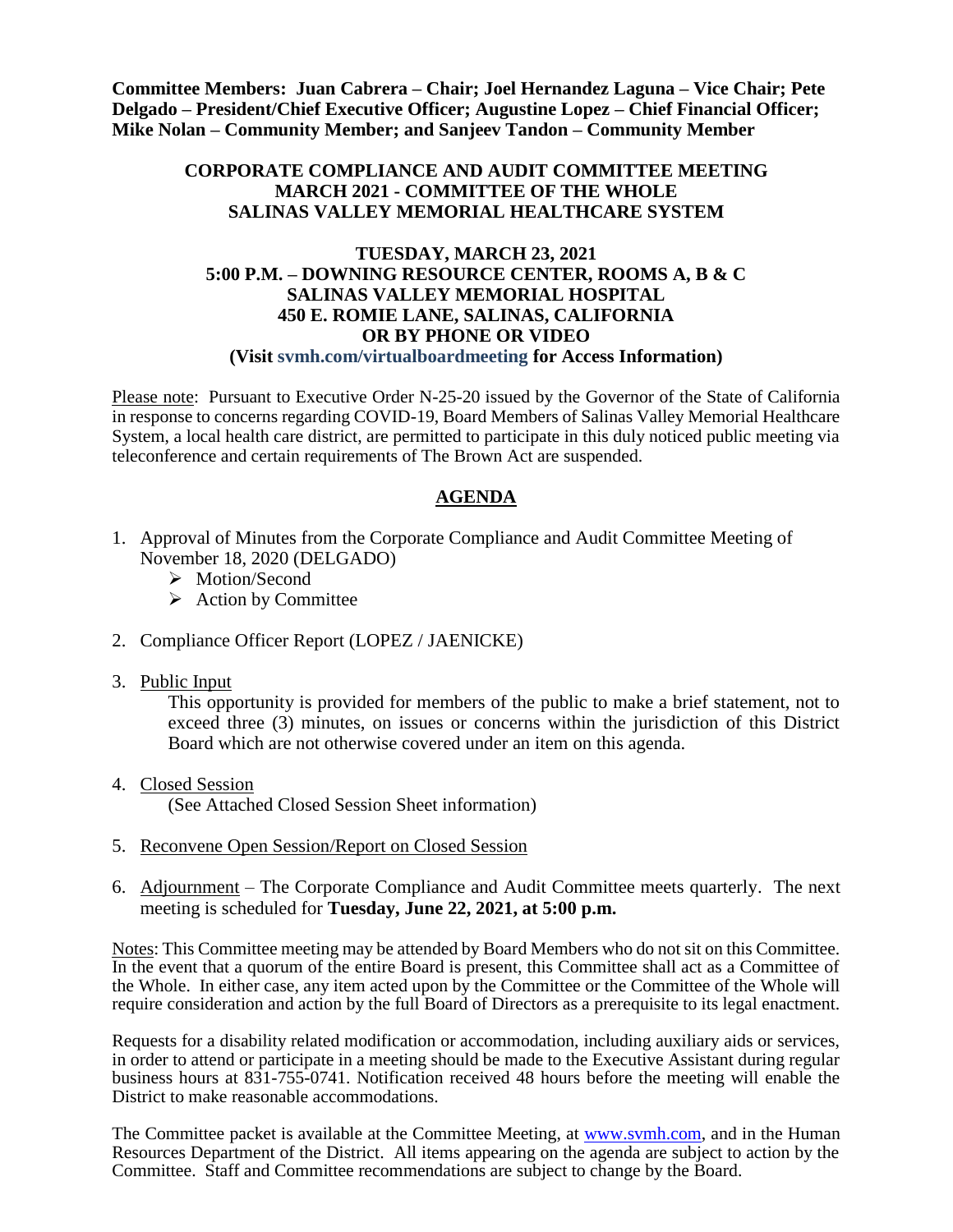**Committee Members: Juan Cabrera – Chair; Joel Hernandez Laguna – Vice Chair; Pete Delgado – President/Chief Executive Officer; Augustine Lopez – Chief Financial Officer; Mike Nolan – Community Member; and Sanjeev Tandon – Community Member**

**CORPORATE COMPLIANCE AND AUDIT COMMITTEE MEETING**
**MARCH 2021 - COMMITTEE OF THE WHOLE**
**SALINAS VALLEY MEMORIAL HEALTHCARE SYSTEM**

**TUESDAY, MARCH 23, 2021**
**5:00 P.M. – DOWNING RESOURCE CENTER, ROOMS A, B & C**
**SALINAS VALLEY MEMORIAL HOSPITAL**
**450 E. ROMIE LANE, SALINAS, CALIFORNIA**
**OR BY PHONE OR VIDEO**
**(Visit svmh.com/virtualboardmeeting for Access Information)**

Please note: Pursuant to Executive Order N-25-20 issued by the Governor of the State of California in response to concerns regarding COVID-19, Board Members of Salinas Valley Memorial Healthcare System, a local health care district, are permitted to participate in this duly noticed public meeting via teleconference and certain requirements of The Brown Act are suspended.

## AGENDA

1. Approval of Minutes from the Corporate Compliance and Audit Committee Meeting of November 18, 2020 (DELGADO)
   - Motion/Second
   - Action by Committee

2. Compliance Officer Report (LOPEZ / JAENICKE)

3. Public Input

   This opportunity is provided for members of the public to make a brief statement, not to exceed three (3) minutes, on issues or concerns within the jurisdiction of this District Board which are not otherwise covered under an item on this agenda.

4. Closed Session

   (See Attached Closed Session Sheet information)

5. Reconvene Open Session/Report on Closed Session

6. Adjournment – The Corporate Compliance and Audit Committee meets quarterly. The next meeting is scheduled for **Tuesday, June 22, 2021, at 5:00 p.m.**

Notes: This Committee meeting may be attended by Board Members who do not sit on this Committee. In the event that a quorum of the entire Board is present, this Committee shall act as a Committee of the Whole. In either case, any item acted upon by the Committee or the Committee of the Whole will require consideration and action by the full Board of Directors as a prerequisite to its legal enactment.

Requests for a disability related modification or accommodation, including auxiliary aids or services, in order to attend or participate in a meeting should be made to the Executive Assistant during regular business hours at 831-755-0741. Notification received 48 hours before the meeting will enable the District to make reasonable accommodations.

The Committee packet is available at the Committee Meeting, at www.svmh.com, and in the Human Resources Department of the District. All items appearing on the agenda are subject to action by the Committee. Staff and Committee recommendations are subject to change by the Board.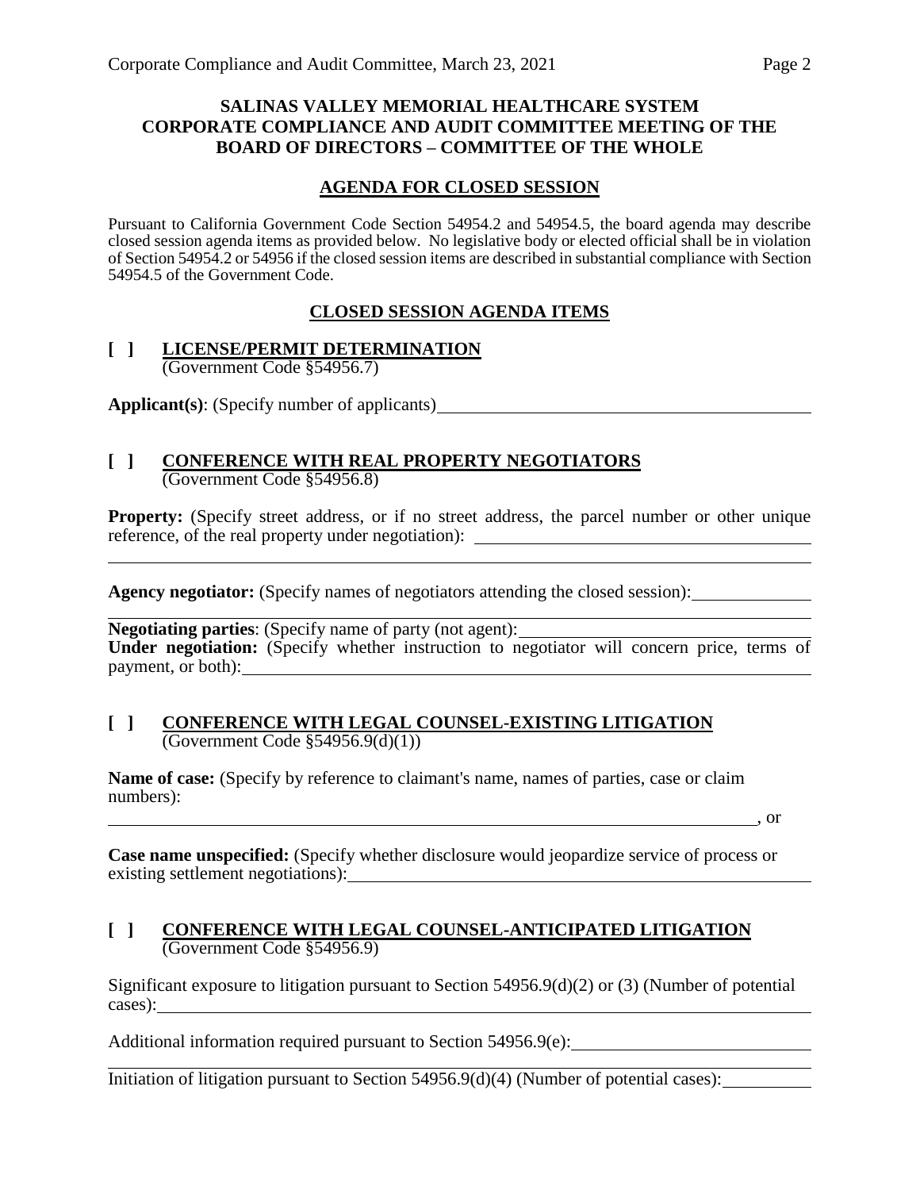**SALINAS VALLEY MEMORIAL HEALTHCARE SYSTEM**
**CORPORATE COMPLIANCE AND AUDIT COMMITTEE MEETING OF THE BOARD OF DIRECTORS – COMMITTEE OF THE WHOLE**

## AGENDA FOR CLOSED SESSION

Pursuant to California Government Code Section 54954.2 and 54954.5, the board agenda may describe closed session agenda items as provided below. No legislative body or elected official shall be in violation of Section 54954.2 or 54956 if the closed session items are described in substantial compliance with Section 54954.5 of the Government Code.

## CLOSED SESSION AGENDA ITEMS

**[ ] LICENSE/PERMIT DETERMINATION**
(Government Code §54956.7)

**Applicant(s)**: (Specify number of applicants)\_\_\_\_\_\_\_\_\_\_\_\_\_\_\_\_\_\_\_\_\_\_\_\_\_\_\_\_\_\_\_\_

**[ ] CONFERENCE WITH REAL PROPERTY NEGOTIATORS**
(Government Code §54956.8)

**Property:** (Specify street address, or if no street address, the parcel number or other unique reference, of the real property under negotiation): \_\_\_\_\_\_\_\_\_\_\_\_\_\_\_\_\_\_\_\_\_\_\_\_\_\_\_\_\_\_

\_\_\_\_\_\_\_\_\_\_\_\_\_\_\_\_\_\_\_\_\_\_\_\_\_\_\_\_\_\_\_\_\_\_\_\_\_\_\_\_\_\_\_\_\_\_\_\_\_\_\_\_\_\_\_\_\_\_\_\_\_\_\_\_\_\_

**Agency negotiator:** (Specify names of negotiators attending the closed session):\_\_\_\_\_\_\_\_\_\_

\_\_\_\_\_\_\_\_\_\_\_\_\_\_\_\_\_\_\_\_\_\_\_\_\_\_\_\_\_\_\_\_\_\_\_\_\_\_\_\_\_\_\_\_\_\_\_\_\_\_\_\_\_\_\_\_\_\_\_\_\_\_\_\_\_\_

**Negotiating parties**: (Specify name of party (not agent):\_\_\_\_\_\_\_\_\_\_\_\_\_\_\_\_\_\_\_\_\_\_\_\_\_\_
**Under negotiation:** (Specify whether instruction to negotiator will concern price, terms of payment, or both):\_\_\_\_\_\_\_\_\_\_\_\_\_\_\_\_\_\_\_\_\_\_\_\_\_\_\_\_\_\_\_\_\_\_\_\_\_\_\_\_\_\_\_\_\_\_\_\_\_\_\_\_

**[ ] CONFERENCE WITH LEGAL COUNSEL-EXISTING LITIGATION**
(Government Code §54956.9(d)(1))

**Name of case:** (Specify by reference to claimant's name, names of parties, case or claim numbers):

\_\_\_\_\_\_\_\_\_\_\_\_\_\_\_\_\_\_\_\_\_\_\_\_\_\_\_\_\_\_\_\_\_\_\_\_\_\_\_\_\_\_\_\_\_\_\_\_\_\_\_\_\_\_\_\_\_\_\_\_\_\_\_, or

**Case name unspecified:** (Specify whether disclosure would jeopardize service of process or existing settlement negotiations):\_\_\_\_\_\_\_\_\_\_\_\_\_\_\_\_\_\_\_\_\_\_\_\_\_\_\_\_\_\_\_\_\_\_\_\_\_\_\_\_\_\_

**[ ] CONFERENCE WITH LEGAL COUNSEL-ANTICIPATED LITIGATION**
(Government Code §54956.9)

Significant exposure to litigation pursuant to Section 54956.9(d)(2) or (3) (Number of potential cases):\_\_\_\_\_\_\_\_\_\_\_\_\_\_\_\_\_\_\_\_\_\_\_\_\_\_\_\_\_\_\_\_\_\_\_\_\_\_\_\_\_\_\_\_\_\_\_\_\_\_\_\_\_\_\_\_\_\_\_\_

Additional information required pursuant to Section 54956.9(e):\_\_\_\_\_\_\_\_\_\_\_\_\_\_\_\_\_\_\_\_\_\_

\_\_\_\_\_\_\_\_\_\_\_\_\_\_\_\_\_\_\_\_\_\_\_\_\_\_\_\_\_\_\_\_\_\_\_\_\_\_\_\_\_\_\_\_\_\_\_\_\_\_\_\_\_\_\_\_\_\_\_\_\_\_\_\_\_\_

Initiation of litigation pursuant to Section 54956.9(d)(4) (Number of potential cases):\_\_\_\_\_\_\_\_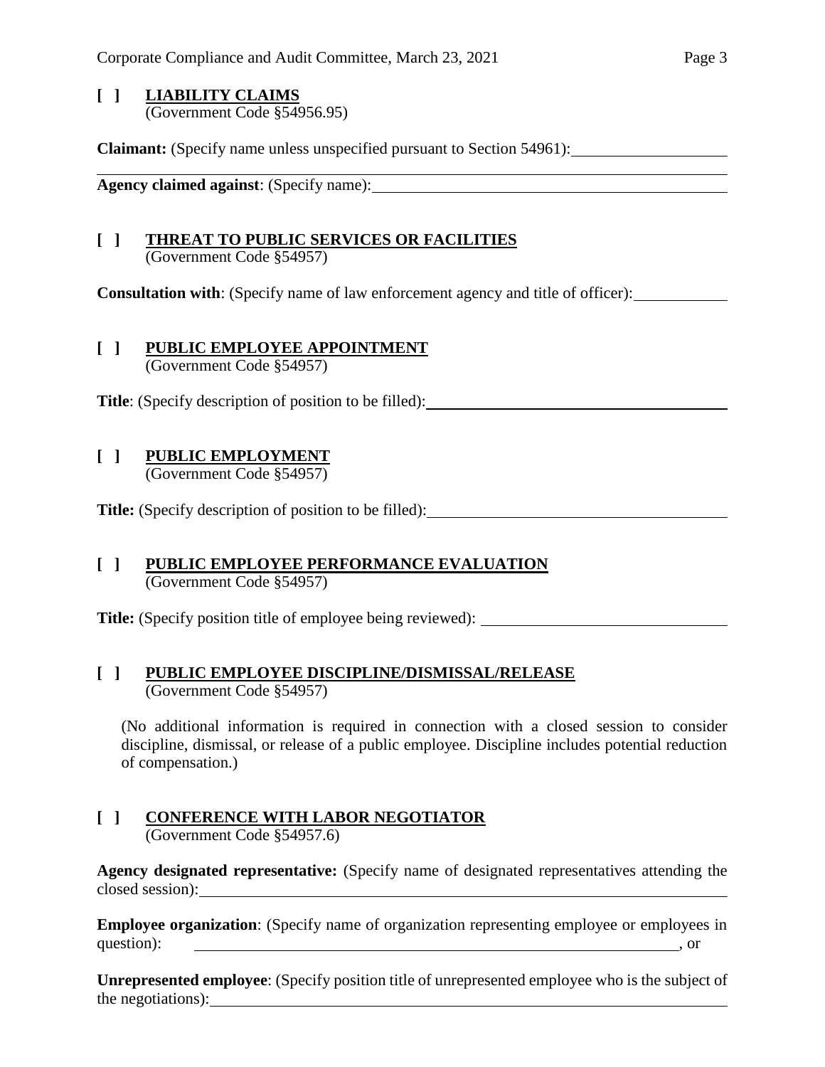**[ ] LIABILITY CLAIMS**
(Government Code §54956.95)

**Claimant:** (Specify name unless unspecified pursuant to Section 54961): \_\_\_\_\_\_\_\_\_\_\_\_\_\_\_\_\_\_\_\_

**Agency claimed against**: (Specify name): \_\_\_\_\_\_\_\_\_\_\_\_\_\_\_\_\_\_\_\_

**[ ] THREAT TO PUBLIC SERVICES OR FACILITIES**
(Government Code §54957)

**Consultation with**: (Specify name of law enforcement agency and title of officer): \_\_\_\_\_\_\_\_\_\_\_\_

**[ ] PUBLIC EMPLOYEE APPOINTMENT**
(Government Code §54957)

**Title**: (Specify description of position to be filled): \_\_\_\_\_\_\_\_\_\_\_\_\_\_\_\_\_\_\_\_

**[ ] PUBLIC EMPLOYMENT**
(Government Code §54957)

**Title:** (Specify description of position to be filled): \_\_\_\_\_\_\_\_\_\_\_\_\_\_\_\_\_\_\_\_

**[ ] PUBLIC EMPLOYEE PERFORMANCE EVALUATION**
(Government Code §54957)

**Title:** (Specify position title of employee being reviewed): \_\_\_\_\_\_\_\_\_\_\_\_\_\_\_\_\_\_\_\_

**[ ] PUBLIC EMPLOYEE DISCIPLINE/DISMISSAL/RELEASE**
(Government Code §54957)

(No additional information is required in connection with a closed session to consider discipline, dismissal, or release of a public employee. Discipline includes potential reduction of compensation.)

**[ ] CONFERENCE WITH LABOR NEGOTIATOR**
(Government Code §54957.6)

**Agency designated representative:** (Specify name of designated representatives attending the closed session): \_\_\_\_\_\_\_\_\_\_\_\_\_\_\_\_\_\_\_\_

**Employee organization**: (Specify name of organization representing employee or employees in question): \_\_\_\_\_\_\_\_\_\_\_\_\_\_\_\_\_\_\_\_, or

**Unrepresented employee**: (Specify position title of unrepresented employee who is the subject of the negotiations): \_\_\_\_\_\_\_\_\_\_\_\_\_\_\_\_\_\_\_\_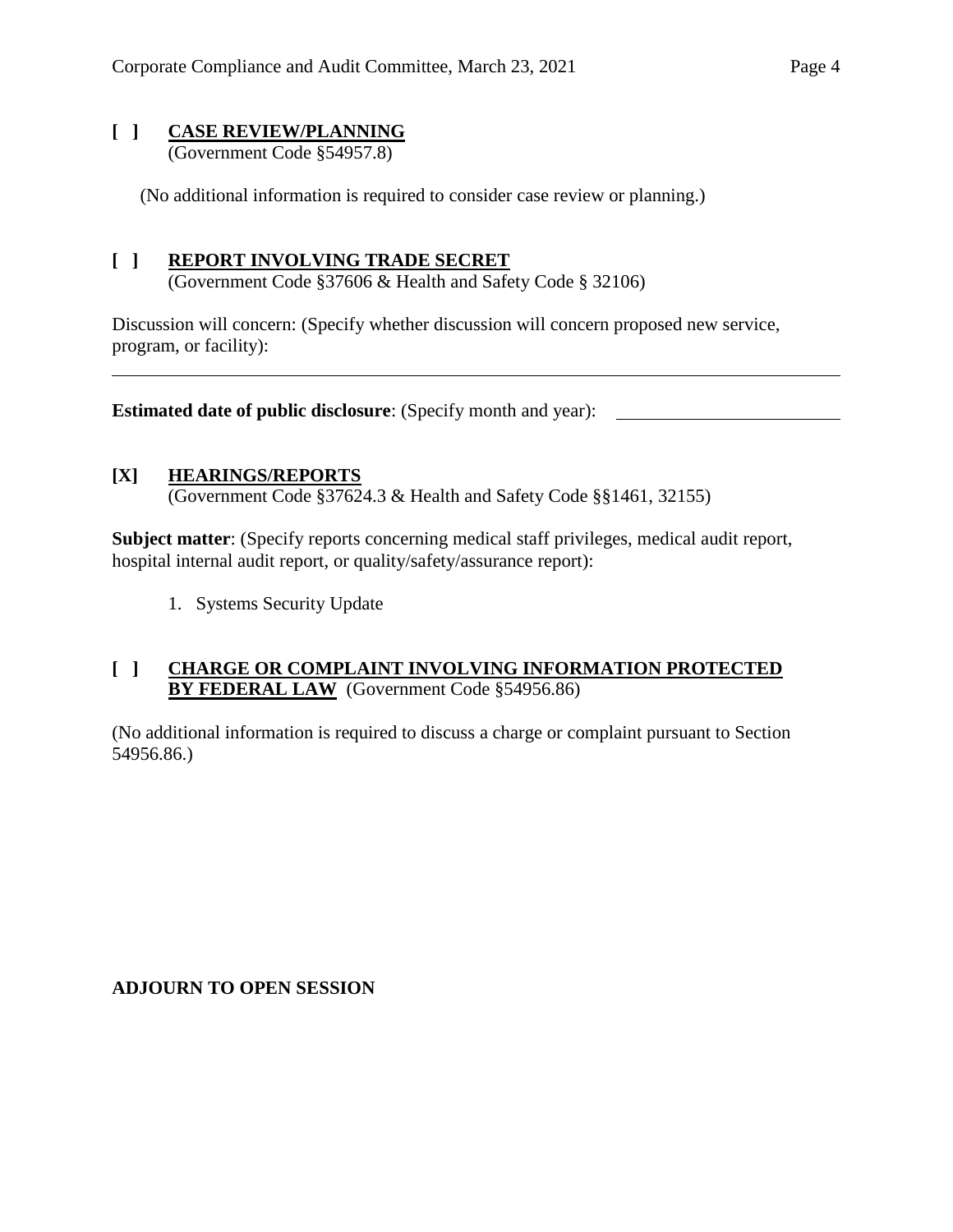**[ ] CASE REVIEW/PLANNING**
(Government Code §54957.8)

(No additional information is required to consider case review or planning.)

**[ ] REPORT INVOLVING TRADE SECRET**
(Government Code §37606 & Health and Safety Code § 32106)

Discussion will concern: (Specify whether discussion will concern proposed new service, program, or facility):

______________________________________________________________________________

**Estimated date of public disclosure**: (Specify month and year): ______________________

**[X] HEARINGS/REPORTS**
(Government Code §37624.3 & Health and Safety Code §§1461, 32155)

**Subject matter**: (Specify reports concerning medical staff privileges, medical audit report, hospital internal audit report, or quality/safety/assurance report):

1. Systems Security Update

**[ ] CHARGE OR COMPLAINT INVOLVING INFORMATION PROTECTED BY FEDERAL LAW** (Government Code §54956.86)

(No additional information is required to discuss a charge or complaint pursuant to Section 54956.86.)

**ADJOURN TO OPEN SESSION**